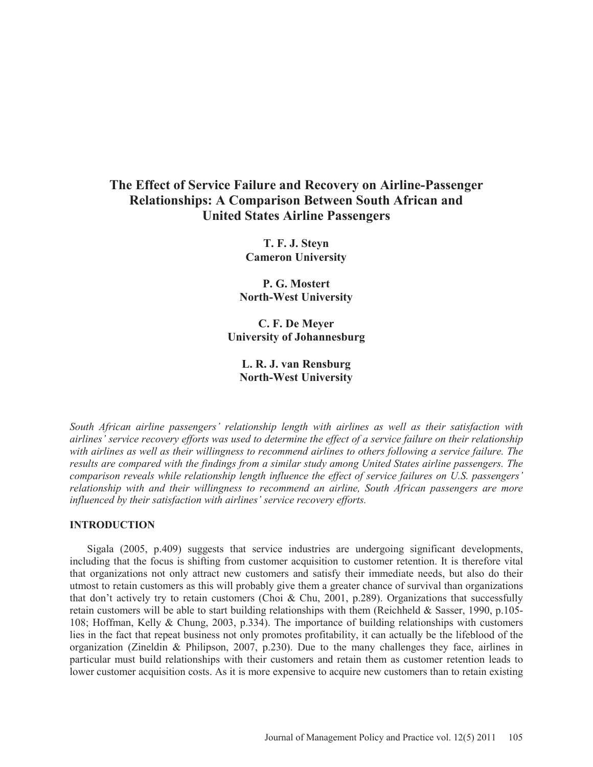# The Effect of Service Failure and Recovery on Airline-Passenger Relationships: A Comparison Between South African and United States Airline Passengers

**T. F. J. Steyn**
**Cameron University**

**P. G. Mostert**
**North-West University**

**C. F. De Meyer**
**University of Johannesburg**

**L. R. J. van Rensburg**
**North-West University**

*South African airline passengers' relationship length with airlines as well as their satisfaction with airlines' service recovery efforts was used to determine the effect of a service failure on their relationship with airlines as well as their willingness to recommend airlines to others following a service failure. The results are compared with the findings from a similar study among United States airline passengers. The comparison reveals while relationship length influence the effect of service failures on U.S. passengers' relationship with and their willingness to recommend an airline, South African passengers are more influenced by their satisfaction with airlines' service recovery efforts.*

## INTRODUCTION

Sigala (2005, p.409) suggests that service industries are undergoing significant developments, including that the focus is shifting from customer acquisition to customer retention. It is therefore vital that organizations not only attract new customers and satisfy their immediate needs, but also do their utmost to retain customers as this will probably give them a greater chance of survival than organizations that don't actively try to retain customers (Choi & Chu, 2001, p.289). Organizations that successfully retain customers will be able to start building relationships with them (Reichheld & Sasser, 1990, p.105-108; Hoffman, Kelly & Chung, 2003, p.334). The importance of building relationships with customers lies in the fact that repeat business not only promotes profitability, it can actually be the lifeblood of the organization (Zineldin & Philipson, 2007, p.230). Due to the many challenges they face, airlines in particular must build relationships with their customers and retain them as customer retention leads to lower customer acquisition costs. As it is more expensive to acquire new customers than to retain existing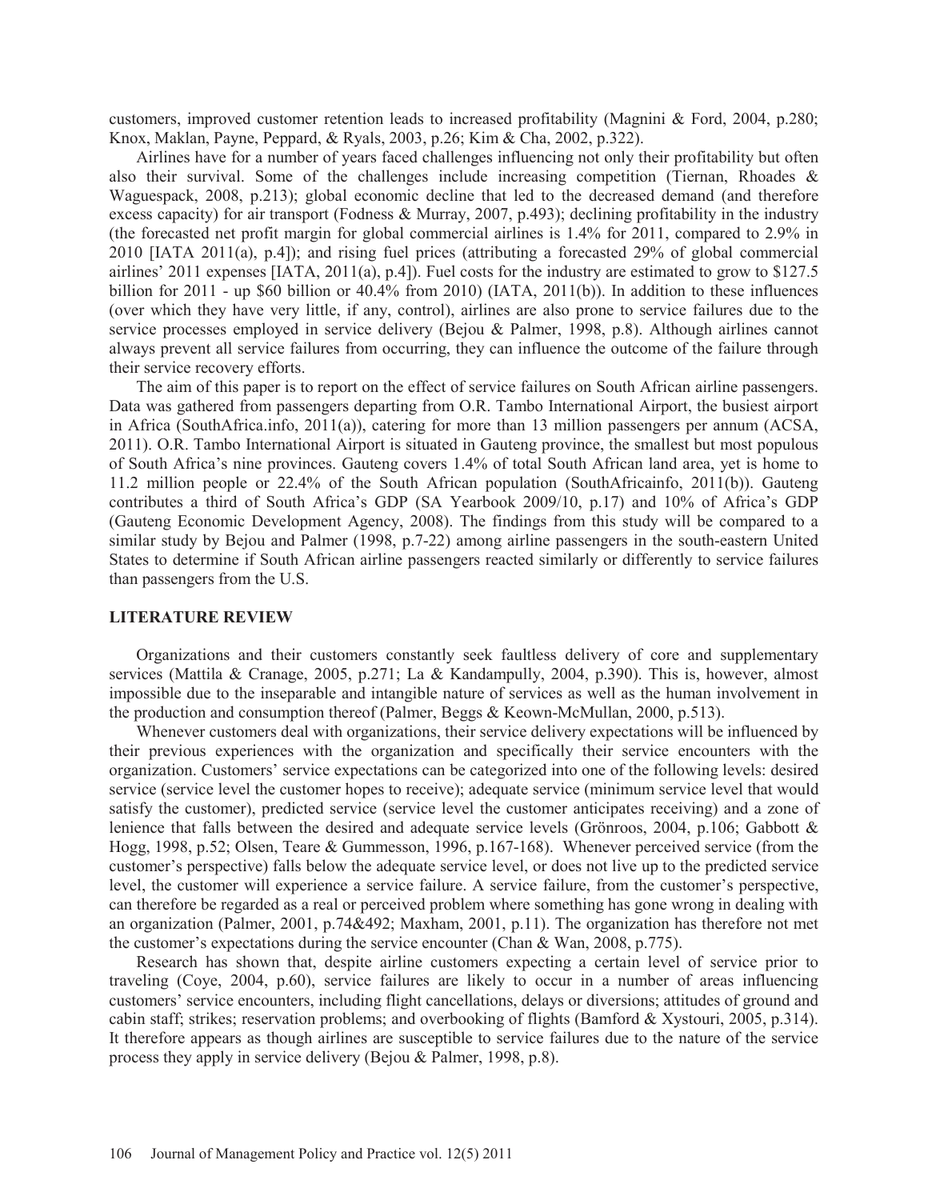customers, improved customer retention leads to increased profitability (Magnini & Ford, 2004, p.280; Knox, Maklan, Payne, Peppard, & Ryals, 2003, p.26; Kim & Cha, 2002, p.322).

Airlines have for a number of years faced challenges influencing not only their profitability but often also their survival. Some of the challenges include increasing competition (Tiernan, Rhoades & Waguespack, 2008, p.213); global economic decline that led to the decreased demand (and therefore excess capacity) for air transport (Fodness & Murray, 2007, p.493); declining profitability in the industry (the forecasted net profit margin for global commercial airlines is 1.4% for 2011, compared to 2.9% in 2010 [IATA 2011(a), p.4]); and rising fuel prices (attributing a forecasted 29% of global commercial airlines' 2011 expenses [IATA, 2011(a), p.4]). Fuel costs for the industry are estimated to grow to $127.5 billion for 2011 - up $60 billion or 40.4% from 2010) (IATA, 2011(b)). In addition to these influences (over which they have very little, if any, control), airlines are also prone to service failures due to the service processes employed in service delivery (Bejou & Palmer, 1998, p.8). Although airlines cannot always prevent all service failures from occurring, they can influence the outcome of the failure through their service recovery efforts.

The aim of this paper is to report on the effect of service failures on South African airline passengers. Data was gathered from passengers departing from O.R. Tambo International Airport, the busiest airport in Africa (SouthAfrica.info, 2011(a)), catering for more than 13 million passengers per annum (ACSA, 2011). O.R. Tambo International Airport is situated in Gauteng province, the smallest but most populous of South Africa's nine provinces. Gauteng covers 1.4% of total South African land area, yet is home to 11.2 million people or 22.4% of the South African population (SouthAfricainfo, 2011(b)). Gauteng contributes a third of South Africa's GDP (SA Yearbook 2009/10, p.17) and 10% of Africa's GDP (Gauteng Economic Development Agency, 2008). The findings from this study will be compared to a similar study by Bejou and Palmer (1998, p.7-22) among airline passengers in the south-eastern United States to determine if South African airline passengers reacted similarly or differently to service failures than passengers from the U.S.

## LITERATURE REVIEW

Organizations and their customers constantly seek faultless delivery of core and supplementary services (Mattila & Cranage, 2005, p.271; La & Kandampully, 2004, p.390). This is, however, almost impossible due to the inseparable and intangible nature of services as well as the human involvement in the production and consumption thereof (Palmer, Beggs & Keown-McMullan, 2000, p.513).

Whenever customers deal with organizations, their service delivery expectations will be influenced by their previous experiences with the organization and specifically their service encounters with the organization. Customers' service expectations can be categorized into one of the following levels: desired service (service level the customer hopes to receive); adequate service (minimum service level that would satisfy the customer), predicted service (service level the customer anticipates receiving) and a zone of lenience that falls between the desired and adequate service levels (Grönroos, 2004, p.106; Gabbott & Hogg, 1998, p.52; Olsen, Teare & Gummesson, 1996, p.167-168). Whenever perceived service (from the customer's perspective) falls below the adequate service level, or does not live up to the predicted service level, the customer will experience a service failure. A service failure, from the customer's perspective, can therefore be regarded as a real or perceived problem where something has gone wrong in dealing with an organization (Palmer, 2001, p.74&492; Maxham, 2001, p.11). The organization has therefore not met the customer's expectations during the service encounter (Chan & Wan, 2008, p.775).

Research has shown that, despite airline customers expecting a certain level of service prior to traveling (Coye, 2004, p.60), service failures are likely to occur in a number of areas influencing customers' service encounters, including flight cancellations, delays or diversions; attitudes of ground and cabin staff; strikes; reservation problems; and overbooking of flights (Bamford & Xystouri, 2005, p.314). It therefore appears as though airlines are susceptible to service failures due to the nature of the service process they apply in service delivery (Bejou & Palmer, 1998, p.8).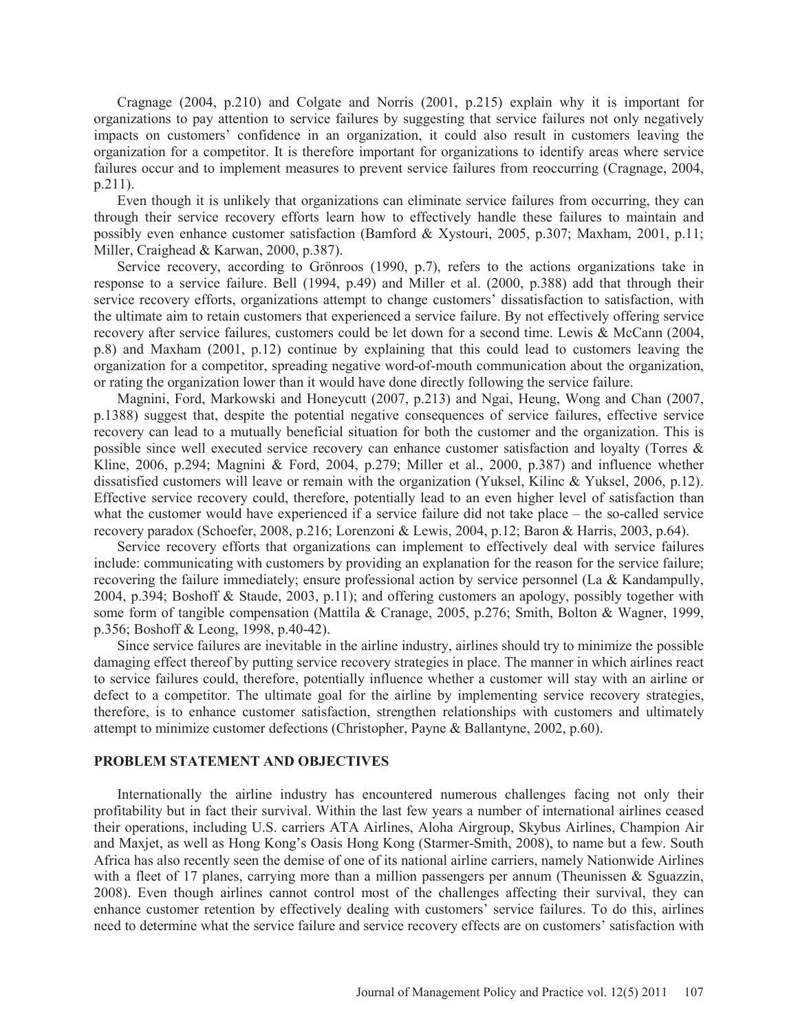Cragnage (2004, p.210) and Colgate and Norris (2001, p.215) explain why it is important for organizations to pay attention to service failures by suggesting that service failures not only negatively impacts on customers' confidence in an organization, it could also result in customers leaving the organization for a competitor. It is therefore important for organizations to identify areas where service failures occur and to implement measures to prevent service failures from reoccurring (Cragnage, 2004, p.211).

Even though it is unlikely that organizations can eliminate service failures from occurring, they can through their service recovery efforts learn how to effectively handle these failures to maintain and possibly even enhance customer satisfaction (Bamford & Xystouri, 2005, p.307; Maxham, 2001, p.11; Miller, Craighead & Karwan, 2000, p.387).

Service recovery, according to Grönroos (1990, p.7), refers to the actions organizations take in response to a service failure. Bell (1994, p.49) and Miller et al. (2000, p.388) add that through their service recovery efforts, organizations attempt to change customers' dissatisfaction to satisfaction, with the ultimate aim to retain customers that experienced a service failure. By not effectively offering service recovery after service failures, customers could be let down for a second time. Lewis & McCann (2004, p.8) and Maxham (2001, p.12) continue by explaining that this could lead to customers leaving the organization for a competitor, spreading negative word-of-mouth communication about the organization, or rating the organization lower than it would have done directly following the service failure.

Magnini, Ford, Markowski and Honeycutt (2007, p.213) and Ngai, Heung, Wong and Chan (2007, p.1388) suggest that, despite the potential negative consequences of service failures, effective service recovery can lead to a mutually beneficial situation for both the customer and the organization. This is possible since well executed service recovery can enhance customer satisfaction and loyalty (Torres & Kline, 2006, p.294; Magnini & Ford, 2004, p.279; Miller et al., 2000, p.387) and influence whether dissatisfied customers will leave or remain with the organization (Yuksel, Kilinc & Yuksel, 2006, p.12). Effective service recovery could, therefore, potentially lead to an even higher level of satisfaction than what the customer would have experienced if a service failure did not take place – the so-called service recovery paradox (Schoefer, 2008, p.216; Lorenzoni & Lewis, 2004, p.12; Baron & Harris, 2003, p.64).

Service recovery efforts that organizations can implement to effectively deal with service failures include: communicating with customers by providing an explanation for the reason for the service failure; recovering the failure immediately; ensure professional action by service personnel (La & Kandampully, 2004, p.394; Boshoff & Staude, 2003, p.11); and offering customers an apology, possibly together with some form of tangible compensation (Mattila & Cranage, 2005, p.276; Smith, Bolton & Wagner, 1999, p.356; Boshoff & Leong, 1998, p.40-42).

Since service failures are inevitable in the airline industry, airlines should try to minimize the possible damaging effect thereof by putting service recovery strategies in place. The manner in which airlines react to service failures could, therefore, potentially influence whether a customer will stay with an airline or defect to a competitor. The ultimate goal for the airline by implementing service recovery strategies, therefore, is to enhance customer satisfaction, strengthen relationships with customers and ultimately attempt to minimize customer defections (Christopher, Payne & Ballantyne, 2002, p.60).

## PROBLEM STATEMENT AND OBJECTIVES

Internationally the airline industry has encountered numerous challenges facing not only their profitability but in fact their survival. Within the last few years a number of international airlines ceased their operations, including U.S. carriers ATA Airlines, Aloha Airgroup, Skybus Airlines, Champion Air and Maxjet, as well as Hong Kong's Oasis Hong Kong (Starmer-Smith, 2008), to name but a few. South Africa has also recently seen the demise of one of its national airline carriers, namely Nationwide Airlines with a fleet of 17 planes, carrying more than a million passengers per annum (Theunissen & Sguazzin, 2008). Even though airlines cannot control most of the challenges affecting their survival, they can enhance customer retention by effectively dealing with customers' service failures. To do this, airlines need to determine what the service failure and service recovery effects are on customers' satisfaction with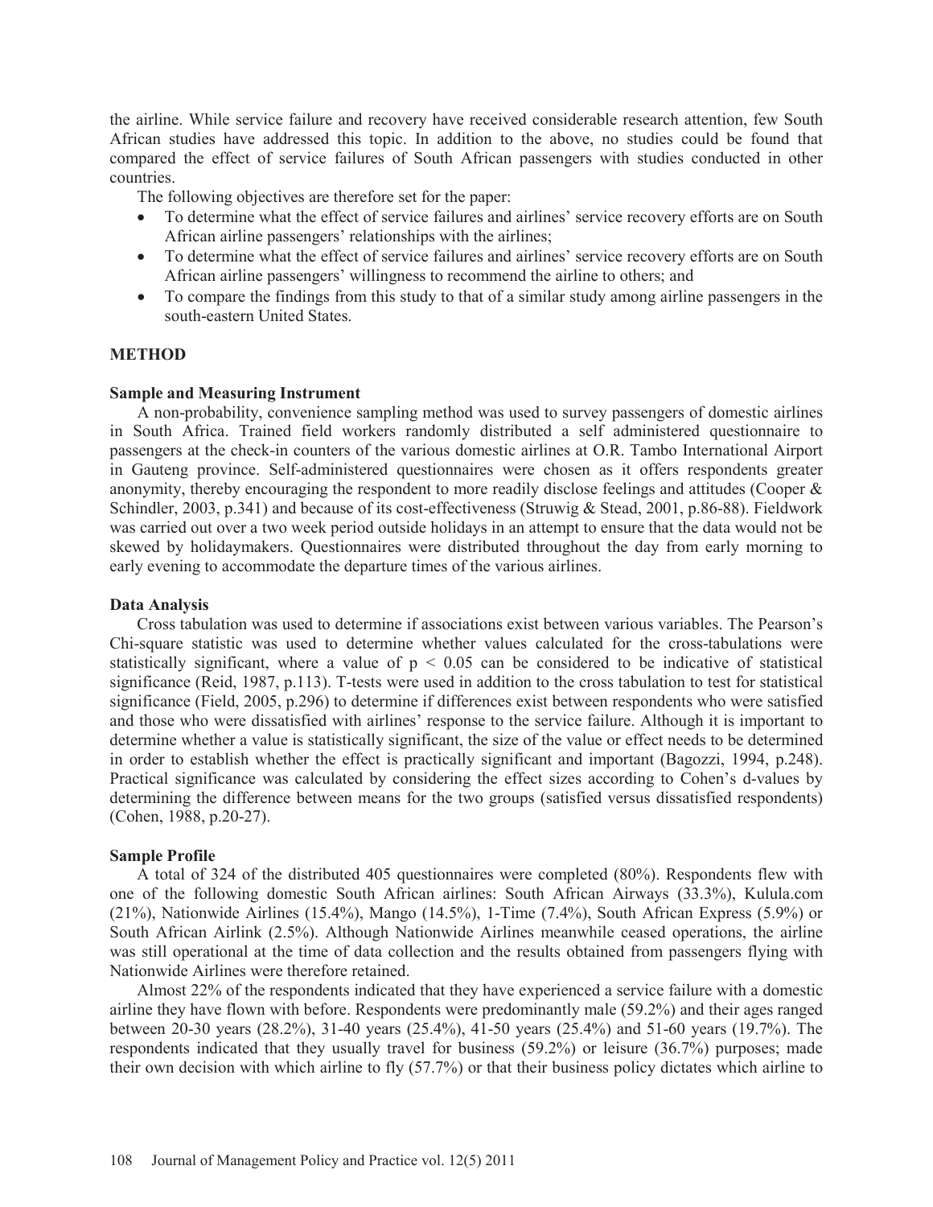the airline. While service failure and recovery have received considerable research attention, few South African studies have addressed this topic. In addition to the above, no studies could be found that compared the effect of service failures of South African passengers with studies conducted in other countries.

The following objectives are therefore set for the paper:

- To determine what the effect of service failures and airlines' service recovery efforts are on South African airline passengers' relationships with the airlines;
- To determine what the effect of service failures and airlines' service recovery efforts are on South African airline passengers' willingness to recommend the airline to others; and
- To compare the findings from this study to that of a similar study among airline passengers in the south-eastern United States.

## METHOD

### Sample and Measuring Instrument

A non-probability, convenience sampling method was used to survey passengers of domestic airlines in South Africa. Trained field workers randomly distributed a self administered questionnaire to passengers at the check-in counters of the various domestic airlines at O.R. Tambo International Airport in Gauteng province. Self-administered questionnaires were chosen as it offers respondents greater anonymity, thereby encouraging the respondent to more readily disclose feelings and attitudes (Cooper & Schindler, 2003, p.341) and because of its cost-effectiveness (Struwig & Stead, 2001, p.86-88). Fieldwork was carried out over a two week period outside holidays in an attempt to ensure that the data would not be skewed by holidaymakers. Questionnaires were distributed throughout the day from early morning to early evening to accommodate the departure times of the various airlines.

### Data Analysis

Cross tabulation was used to determine if associations exist between various variables. The Pearson's Chi-square statistic was used to determine whether values calculated for the cross-tabulations were statistically significant, where a value of $p < 0.05$ can be considered to be indicative of statistical significance (Reid, 1987, p.113). T-tests were used in addition to the cross tabulation to test for statistical significance (Field, 2005, p.296) to determine if differences exist between respondents who were satisfied and those who were dissatisfied with airlines' response to the service failure. Although it is important to determine whether a value is statistically significant, the size of the value or effect needs to be determined in order to establish whether the effect is practically significant and important (Bagozzi, 1994, p.248). Practical significance was calculated by considering the effect sizes according to Cohen's d-values by determining the difference between means for the two groups (satisfied versus dissatisfied respondents) (Cohen, 1988, p.20-27).

### Sample Profile

A total of 324 of the distributed 405 questionnaires were completed (80%). Respondents flew with one of the following domestic South African airlines: South African Airways (33.3%), Kulula.com (21%), Nationwide Airlines (15.4%), Mango (14.5%), 1-Time (7.4%), South African Express (5.9%) or South African Airlink (2.5%). Although Nationwide Airlines meanwhile ceased operations, the airline was still operational at the time of data collection and the results obtained from passengers flying with Nationwide Airlines were therefore retained.

Almost 22% of the respondents indicated that they have experienced a service failure with a domestic airline they have flown with before. Respondents were predominantly male (59.2%) and their ages ranged between 20-30 years (28.2%), 31-40 years (25.4%), 41-50 years (25.4%) and 51-60 years (19.7%). The respondents indicated that they usually travel for business (59.2%) or leisure (36.7%) purposes; made their own decision with which airline to fly (57.7%) or that their business policy dictates which airline to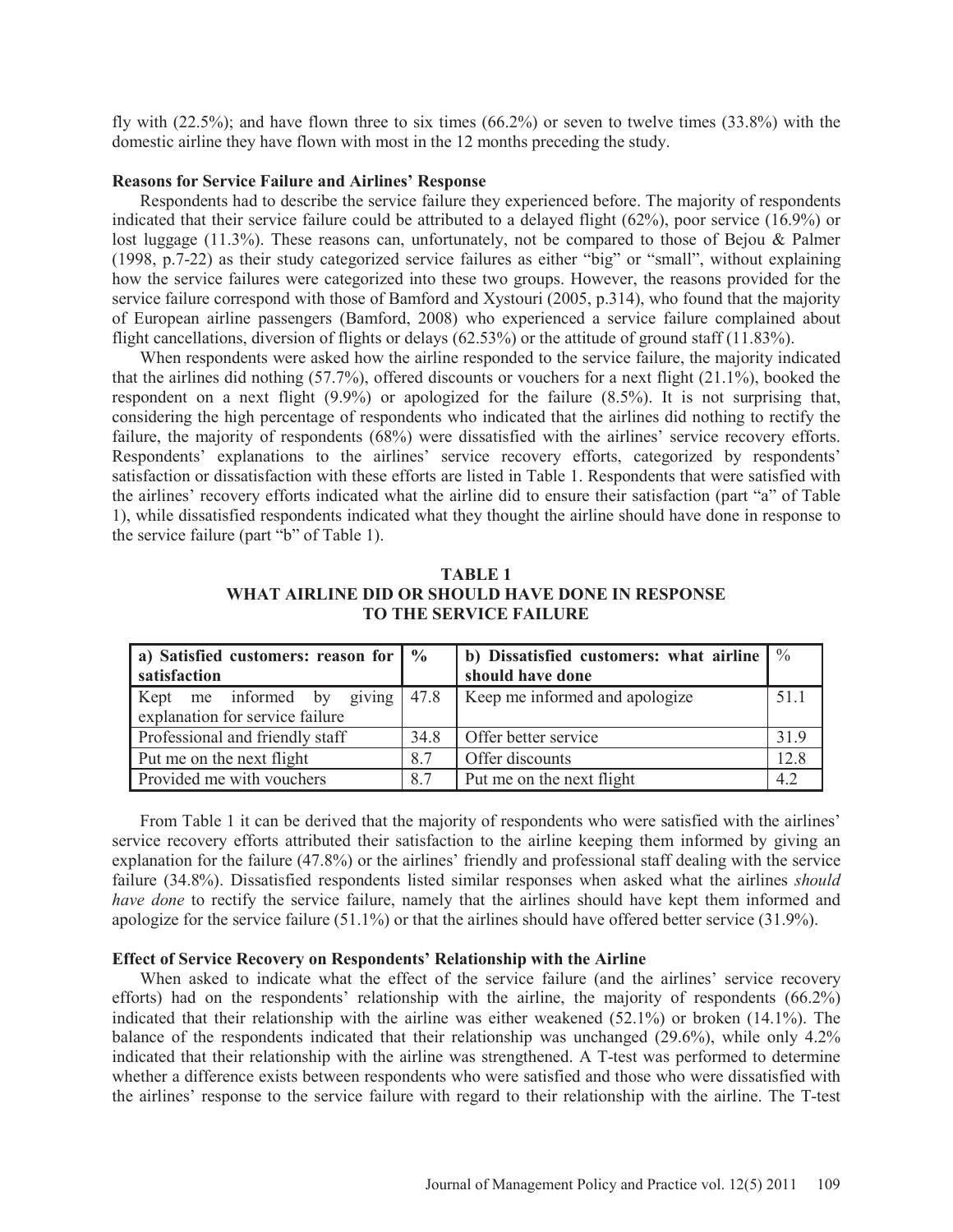fly with (22.5%); and have flown three to six times (66.2%) or seven to twelve times (33.8%) with the domestic airline they have flown with most in the 12 months preceding the study.

**Reasons for Service Failure and Airlines' Response**

Respondents had to describe the service failure they experienced before. The majority of respondents indicated that their service failure could be attributed to a delayed flight (62%), poor service (16.9%) or lost luggage (11.3%). These reasons can, unfortunately, not be compared to those of Bejou & Palmer (1998, p.7-22) as their study categorized service failures as either "big" or "small", without explaining how the service failures were categorized into these two groups. However, the reasons provided for the service failure correspond with those of Bamford and Xystouri (2005, p.314), who found that the majority of European airline passengers (Bamford, 2008) who experienced a service failure complained about flight cancellations, diversion of flights or delays (62.53%) or the attitude of ground staff (11.83%).

When respondents were asked how the airline responded to the service failure, the majority indicated that the airlines did nothing (57.7%), offered discounts or vouchers for a next flight (21.1%), booked the respondent on a next flight (9.9%) or apologized for the failure (8.5%). It is not surprising that, considering the high percentage of respondents who indicated that the airlines did nothing to rectify the failure, the majority of respondents (68%) were dissatisfied with the airlines' service recovery efforts. Respondents' explanations to the airlines' service recovery efforts, categorized by respondents' satisfaction or dissatisfaction with these efforts are listed in Table 1. Respondents that were satisfied with the airlines' recovery efforts indicated what the airline did to ensure their satisfaction (part "a" of Table 1), while dissatisfied respondents indicated what they thought the airline should have done in response to the service failure (part "b" of Table 1).

**TABLE 1**
**WHAT AIRLINE DID OR SHOULD HAVE DONE IN RESPONSE TO THE SERVICE FAILURE**

| a) Satisfied customers: reason for satisfaction | % | b) Dissatisfied customers: what airline should have done | % |
|---|---|---|---|
| Kept me informed by giving explanation for service failure | 47.8 | Keep me informed and apologize | 51.1 |
| Professional and friendly staff | 34.8 | Offer better service | 31.9 |
| Put me on the next flight | 8.7 | Offer discounts | 12.8 |
| Provided me with vouchers | 8.7 | Put me on the next flight | 4.2 |

From Table 1 it can be derived that the majority of respondents who were satisfied with the airlines' service recovery efforts attributed their satisfaction to the airline keeping them informed by giving an explanation for the failure (47.8%) or the airlines' friendly and professional staff dealing with the service failure (34.8%). Dissatisfied respondents listed similar responses when asked what the airlines *should have done* to rectify the service failure, namely that the airlines should have kept them informed and apologize for the service failure (51.1%) or that the airlines should have offered better service (31.9%).

**Effect of Service Recovery on Respondents' Relationship with the Airline**

When asked to indicate what the effect of the service failure (and the airlines' service recovery efforts) had on the respondents' relationship with the airline, the majority of respondents (66.2%) indicated that their relationship with the airline was either weakened (52.1%) or broken (14.1%). The balance of the respondents indicated that their relationship was unchanged (29.6%), while only 4.2% indicated that their relationship with the airline was strengthened. A T-test was performed to determine whether a difference exists between respondents who were satisfied and those who were dissatisfied with the airlines' response to the service failure with regard to their relationship with the airline. The T-test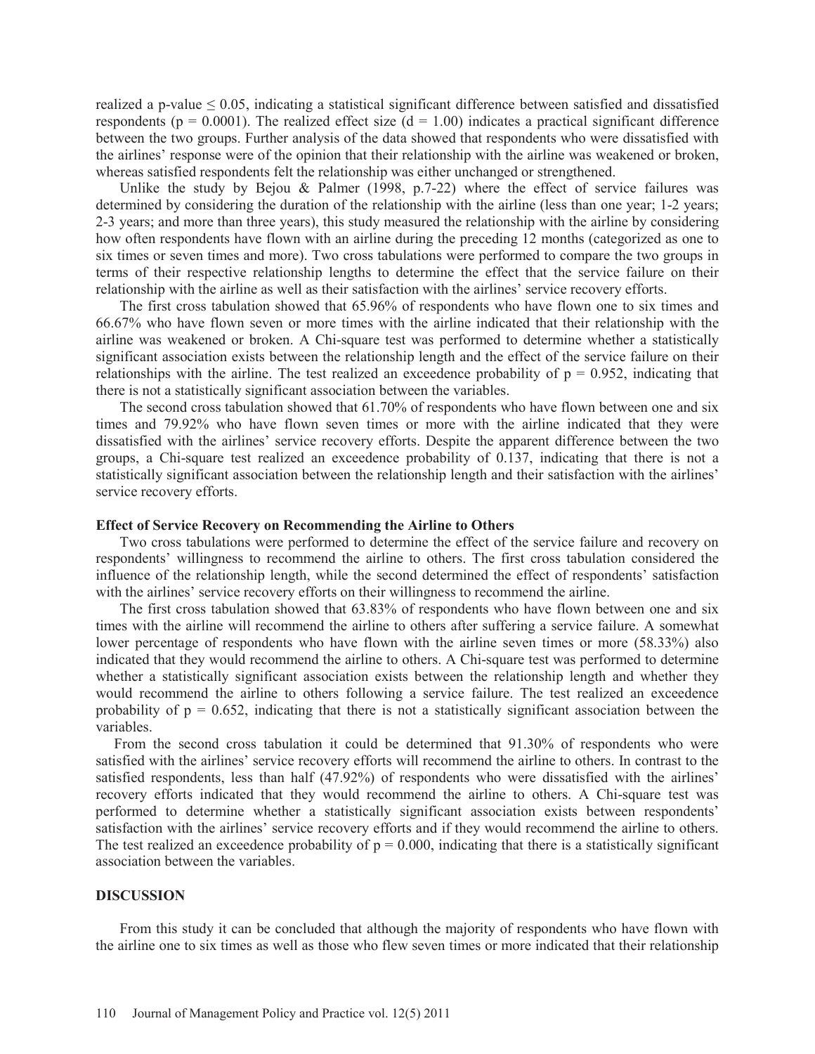realized a p-value $\leq 0.05$, indicating a statistical significant difference between satisfied and dissatisfied respondents ($p = 0.0001$). The realized effect size ($d = 1.00$) indicates a practical significant difference between the two groups. Further analysis of the data showed that respondents who were dissatisfied with the airlines' response were of the opinion that their relationship with the airline was weakened or broken, whereas satisfied respondents felt the relationship was either unchanged or strengthened.

Unlike the study by Bejou & Palmer (1998, p.7-22) where the effect of service failures was determined by considering the duration of the relationship with the airline (less than one year; 1-2 years; 2-3 years; and more than three years), this study measured the relationship with the airline by considering how often respondents have flown with an airline during the preceding 12 months (categorized as one to six times or seven times and more). Two cross tabulations were performed to compare the two groups in terms of their respective relationship lengths to determine the effect that the service failure on their relationship with the airline as well as their satisfaction with the airlines' service recovery efforts.

The first cross tabulation showed that 65.96% of respondents who have flown one to six times and 66.67% who have flown seven or more times with the airline indicated that their relationship with the airline was weakened or broken. A Chi-square test was performed to determine whether a statistically significant association exists between the relationship length and the effect of the service failure on their relationships with the airline. The test realized an exceedence probability of $p = 0.952$, indicating that there is not a statistically significant association between the variables.

The second cross tabulation showed that 61.70% of respondents who have flown between one and six times and 79.92% who have flown seven times or more with the airline indicated that they were dissatisfied with the airlines' service recovery efforts. Despite the apparent difference between the two groups, a Chi-square test realized an exceedence probability of 0.137, indicating that there is not a statistically significant association between the relationship length and their satisfaction with the airlines' service recovery efforts.

**Effect of Service Recovery on Recommending the Airline to Others**

Two cross tabulations were performed to determine the effect of the service failure and recovery on respondents' willingness to recommend the airline to others. The first cross tabulation considered the influence of the relationship length, while the second determined the effect of respondents' satisfaction with the airlines' service recovery efforts on their willingness to recommend the airline.

The first cross tabulation showed that 63.83% of respondents who have flown between one and six times with the airline will recommend the airline to others after suffering a service failure. A somewhat lower percentage of respondents who have flown with the airline seven times or more (58.33%) also indicated that they would recommend the airline to others. A Chi-square test was performed to determine whether a statistically significant association exists between the relationship length and whether they would recommend the airline to others following a service failure. The test realized an exceedence probability of $p = 0.652$, indicating that there is not a statistically significant association between the variables.

From the second cross tabulation it could be determined that 91.30% of respondents who were satisfied with the airlines' service recovery efforts will recommend the airline to others. In contrast to the satisfied respondents, less than half (47.92%) of respondents who were dissatisfied with the airlines' recovery efforts indicated that they would recommend the airline to others. A Chi-square test was performed to determine whether a statistically significant association exists between respondents' satisfaction with the airlines' service recovery efforts and if they would recommend the airline to others. The test realized an exceedence probability of $p = 0.000$, indicating that there is a statistically significant association between the variables.

## DISCUSSION

From this study it can be concluded that although the majority of respondents who have flown with the airline one to six times as well as those who flew seven times or more indicated that their relationship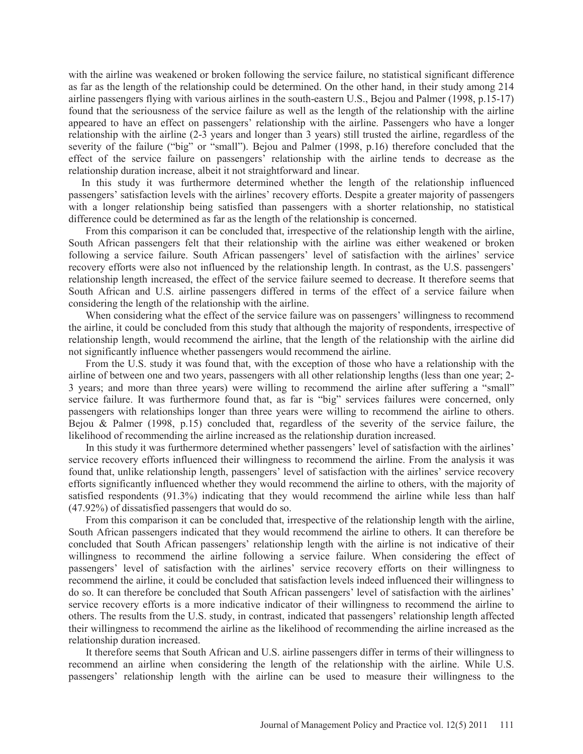with the airline was weakened or broken following the service failure, no statistical significant difference as far as the length of the relationship could be determined. On the other hand, in their study among 214 airline passengers flying with various airlines in the south-eastern U.S., Bejou and Palmer (1998, p.15-17) found that the seriousness of the service failure as well as the length of the relationship with the airline appeared to have an effect on passengers' relationship with the airline. Passengers who have a longer relationship with the airline (2-3 years and longer than 3 years) still trusted the airline, regardless of the severity of the failure ("big" or "small"). Bejou and Palmer (1998, p.16) therefore concluded that the effect of the service failure on passengers' relationship with the airline tends to decrease as the relationship duration increase, albeit it not straightforward and linear.

In this study it was furthermore determined whether the length of the relationship influenced passengers' satisfaction levels with the airlines' recovery efforts. Despite a greater majority of passengers with a longer relationship being satisfied than passengers with a shorter relationship, no statistical difference could be determined as far as the length of the relationship is concerned.

From this comparison it can be concluded that, irrespective of the relationship length with the airline, South African passengers felt that their relationship with the airline was either weakened or broken following a service failure. South African passengers' level of satisfaction with the airlines' service recovery efforts were also not influenced by the relationship length. In contrast, as the U.S. passengers' relationship length increased, the effect of the service failure seemed to decrease. It therefore seems that South African and U.S. airline passengers differed in terms of the effect of a service failure when considering the length of the relationship with the airline.

When considering what the effect of the service failure was on passengers' willingness to recommend the airline, it could be concluded from this study that although the majority of respondents, irrespective of relationship length, would recommend the airline, that the length of the relationship with the airline did not significantly influence whether passengers would recommend the airline.

From the U.S. study it was found that, with the exception of those who have a relationship with the airline of between one and two years, passengers with all other relationship lengths (less than one year; 2-3 years; and more than three years) were willing to recommend the airline after suffering a "small" service failure. It was furthermore found that, as far is "big" services failures were concerned, only passengers with relationships longer than three years were willing to recommend the airline to others. Bejou & Palmer (1998, p.15) concluded that, regardless of the severity of the service failure, the likelihood of recommending the airline increased as the relationship duration increased.

In this study it was furthermore determined whether passengers' level of satisfaction with the airlines' service recovery efforts influenced their willingness to recommend the airline. From the analysis it was found that, unlike relationship length, passengers' level of satisfaction with the airlines' service recovery efforts significantly influenced whether they would recommend the airline to others, with the majority of satisfied respondents (91.3%) indicating that they would recommend the airline while less than half (47.92%) of dissatisfied passengers that would do so.

From this comparison it can be concluded that, irrespective of the relationship length with the airline, South African passengers indicated that they would recommend the airline to others. It can therefore be concluded that South African passengers' relationship length with the airline is not indicative of their willingness to recommend the airline following a service failure. When considering the effect of passengers' level of satisfaction with the airlines' service recovery efforts on their willingness to recommend the airline, it could be concluded that satisfaction levels indeed influenced their willingness to do so. It can therefore be concluded that South African passengers' level of satisfaction with the airlines' service recovery efforts is a more indicative indicator of their willingness to recommend the airline to others. The results from the U.S. study, in contrast, indicated that passengers' relationship length affected their willingness to recommend the airline as the likelihood of recommending the airline increased as the relationship duration increased.

It therefore seems that South African and U.S. airline passengers differ in terms of their willingness to recommend an airline when considering the length of the relationship with the airline. While U.S. passengers' relationship length with the airline can be used to measure their willingness to the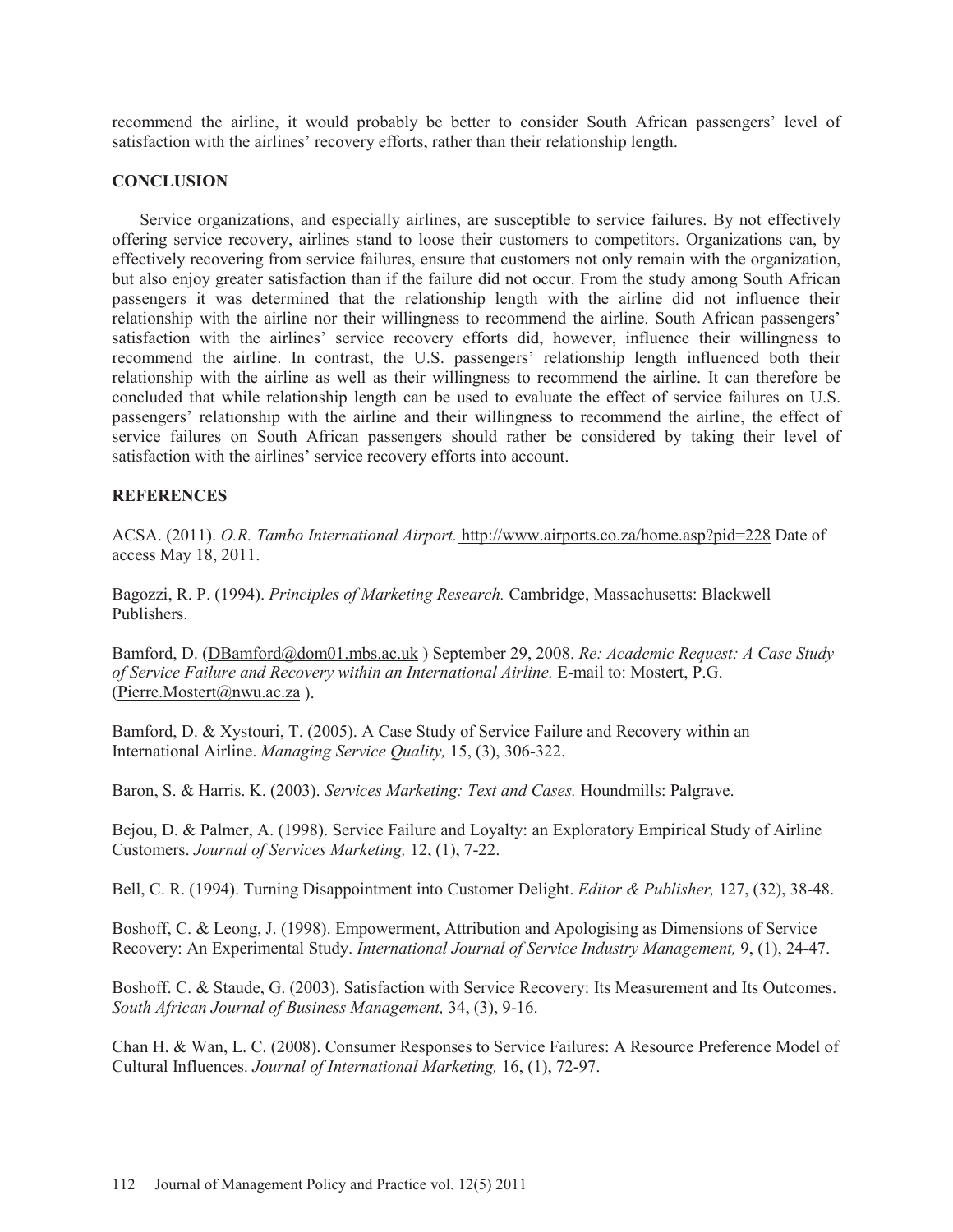recommend the airline, it would probably be better to consider South African passengers' level of satisfaction with the airlines' recovery efforts, rather than their relationship length.

## CONCLUSION

Service organizations, and especially airlines, are susceptible to service failures. By not effectively offering service recovery, airlines stand to loose their customers to competitors. Organizations can, by effectively recovering from service failures, ensure that customers not only remain with the organization, but also enjoy greater satisfaction than if the failure did not occur. From the study among South African passengers it was determined that the relationship length with the airline did not influence their relationship with the airline nor their willingness to recommend the airline. South African passengers' satisfaction with the airlines' service recovery efforts did, however, influence their willingness to recommend the airline. In contrast, the U.S. passengers' relationship length influenced both their relationship with the airline as well as their willingness to recommend the airline. It can therefore be concluded that while relationship length can be used to evaluate the effect of service failures on U.S. passengers' relationship with the airline and their willingness to recommend the airline, the effect of service failures on South African passengers should rather be considered by taking their level of satisfaction with the airlines' service recovery efforts into account.

## REFERENCES

ACSA. (2011). *O.R. Tambo International Airport.* http://www.airports.co.za/home.asp?pid=228 Date of access May 18, 2011.

Bagozzi, R. P. (1994). *Principles of Marketing Research.* Cambridge, Massachusetts: Blackwell Publishers.

Bamford, D. (DBamford@dom01.mbs.ac.uk ) September 29, 2008. *Re: Academic Request: A Case Study of Service Failure and Recovery within an International Airline.* E-mail to: Mostert, P.G. (Pierre.Mostert@nwu.ac.za ).

Bamford, D. & Xystouri, T. (2005). A Case Study of Service Failure and Recovery within an International Airline. *Managing Service Quality,* 15, (3), 306-322.

Baron, S. & Harris. K. (2003). *Services Marketing: Text and Cases.* Houndmills: Palgrave.

Bejou, D. & Palmer, A. (1998). Service Failure and Loyalty: an Exploratory Empirical Study of Airline Customers. *Journal of Services Marketing,* 12, (1), 7-22.

Bell, C. R. (1994). Turning Disappointment into Customer Delight. *Editor & Publisher,* 127, (32), 38-48.

Boshoff, C. & Leong, J. (1998). Empowerment, Attribution and Apologising as Dimensions of Service Recovery: An Experimental Study. *International Journal of Service Industry Management,* 9, (1), 24-47.

Boshoff. C. & Staude, G. (2003). Satisfaction with Service Recovery: Its Measurement and Its Outcomes. *South African Journal of Business Management,* 34, (3), 9-16.

Chan H. & Wan, L. C. (2008). Consumer Responses to Service Failures: A Resource Preference Model of Cultural Influences. *Journal of International Marketing,* 16, (1), 72-97.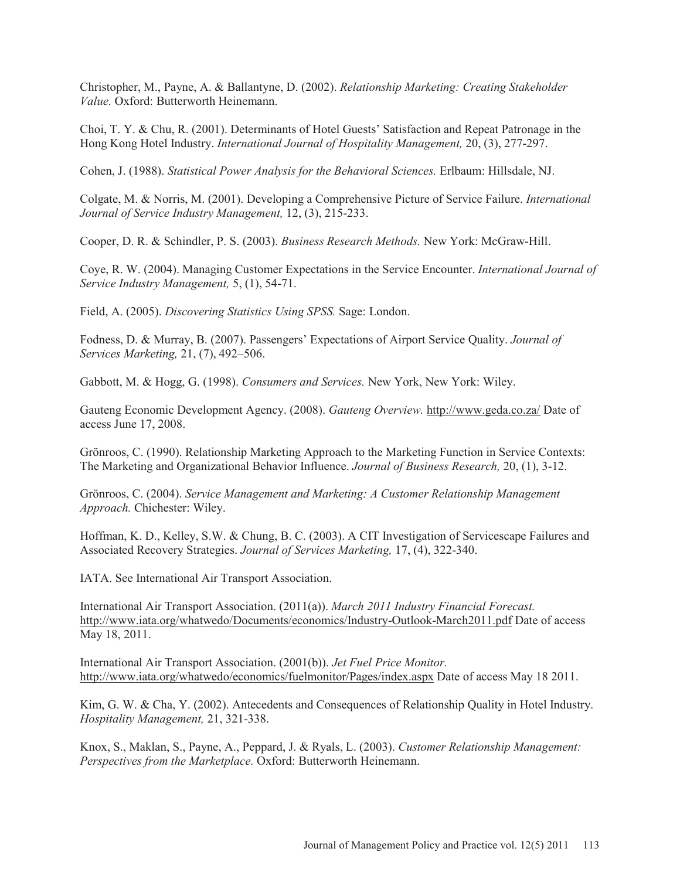Christopher, M., Payne, A. & Ballantyne, D. (2002). *Relationship Marketing: Creating Stakeholder Value.* Oxford: Butterworth Heinemann.

Choi, T. Y. & Chu, R. (2001). Determinants of Hotel Guests' Satisfaction and Repeat Patronage in the Hong Kong Hotel Industry. *International Journal of Hospitality Management,* 20, (3), 277-297.

Cohen, J. (1988). *Statistical Power Analysis for the Behavioral Sciences.* Erlbaum: Hillsdale, NJ.

Colgate, M. & Norris, M. (2001). Developing a Comprehensive Picture of Service Failure. *International Journal of Service Industry Management,* 12, (3), 215-233.

Cooper, D. R. & Schindler, P. S. (2003). *Business Research Methods.* New York: McGraw-Hill.

Coye, R. W. (2004). Managing Customer Expectations in the Service Encounter. *International Journal of Service Industry Management,* 5, (1), 54-71.

Field, A. (2005). *Discovering Statistics Using SPSS.* Sage: London.

Fodness, D. & Murray, B. (2007). Passengers' Expectations of Airport Service Quality. *Journal of Services Marketing,* 21, (7), 492–506.

Gabbott, M. & Hogg, G. (1998). *Consumers and Services.* New York, New York: Wiley.

Gauteng Economic Development Agency. (2008). *Gauteng Overview.* http://www.geda.co.za/ Date of access June 17, 2008.

Grönroos, C. (1990). Relationship Marketing Approach to the Marketing Function in Service Contexts: The Marketing and Organizational Behavior Influence. *Journal of Business Research,* 20, (1), 3-12.

Grönroos, C. (2004). *Service Management and Marketing: A Customer Relationship Management Approach.* Chichester: Wiley.

Hoffman, K. D., Kelley, S.W. & Chung, B. C. (2003). A CIT Investigation of Servicescape Failures and Associated Recovery Strategies. *Journal of Services Marketing,* 17, (4), 322-340.

IATA. See International Air Transport Association.

International Air Transport Association. (2011(a)). *March 2011 Industry Financial Forecast.* http://www.iata.org/whatwedo/Documents/economics/Industry-Outlook-March2011.pdf Date of access May 18, 2011.

International Air Transport Association. (2001(b)). *Jet Fuel Price Monitor.* http://www.iata.org/whatwedo/economics/fuelmonitor/Pages/index.aspx Date of access May 18 2011.

Kim, G. W. & Cha, Y. (2002). Antecedents and Consequences of Relationship Quality in Hotel Industry. *Hospitality Management,* 21, 321-338.

Knox, S., Maklan, S., Payne, A., Peppard, J. & Ryals, L. (2003). *Customer Relationship Management: Perspectives from the Marketplace.* Oxford: Butterworth Heinemann.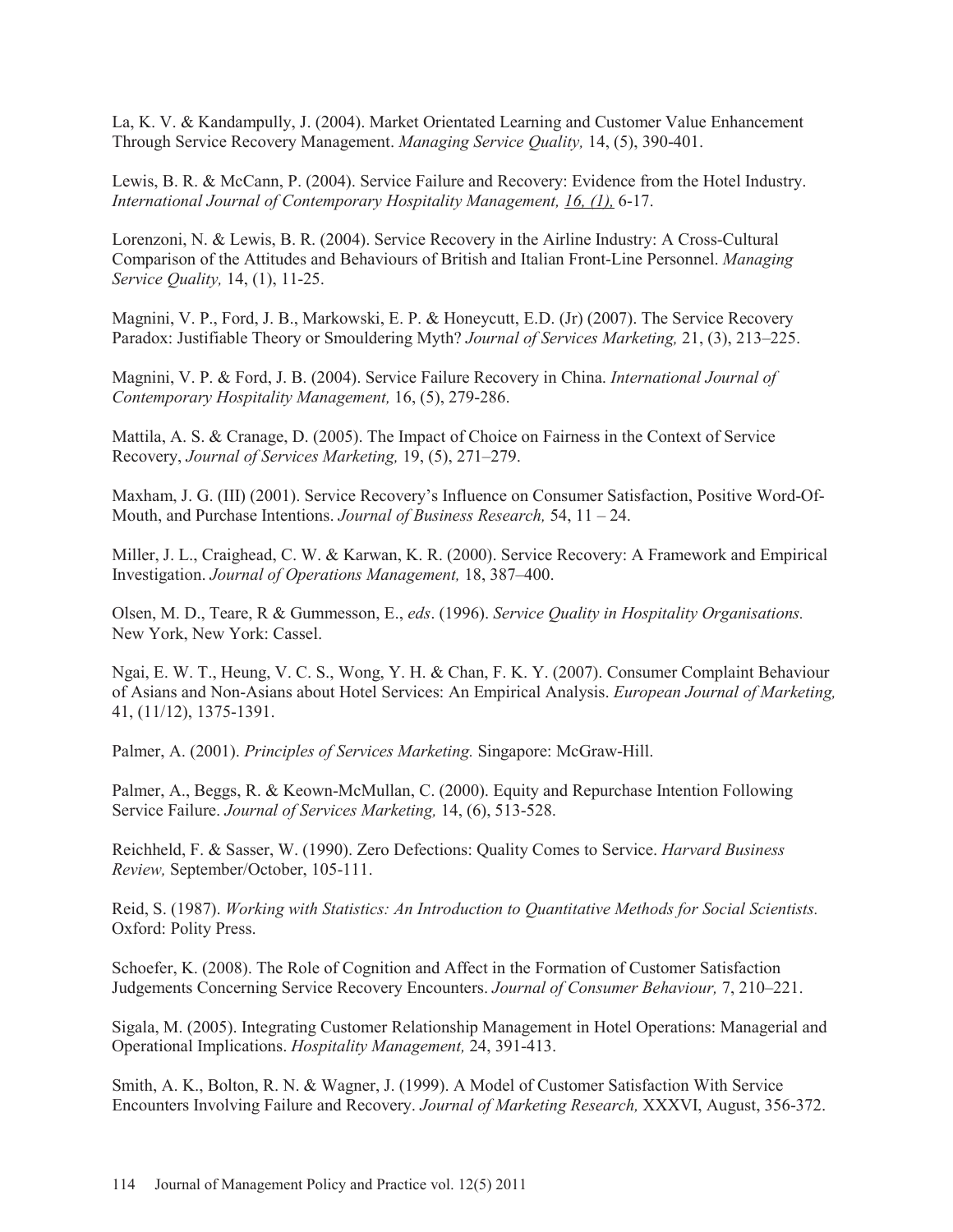La, K. V. & Kandampully, J. (2004). Market Orientated Learning and Customer Value Enhancement Through Service Recovery Management. *Managing Service Quality,* 14, (5), 390-401.

Lewis, B. R. & McCann, P. (2004). Service Failure and Recovery: Evidence from the Hotel Industry. *International Journal of Contemporary Hospitality Management, 16, (1),* 6-17.

Lorenzoni, N. & Lewis, B. R. (2004). Service Recovery in the Airline Industry: A Cross-Cultural Comparison of the Attitudes and Behaviours of British and Italian Front-Line Personnel. *Managing Service Quality,* 14, (1), 11-25.

Magnini, V. P., Ford, J. B., Markowski, E. P. & Honeycutt, E.D. (Jr) (2007). The Service Recovery Paradox: Justifiable Theory or Smouldering Myth? *Journal of Services Marketing,* 21, (3), 213–225.

Magnini, V. P. & Ford, J. B. (2004). Service Failure Recovery in China. *International Journal of Contemporary Hospitality Management,* 16, (5), 279-286.

Mattila, A. S. & Cranage, D. (2005). The Impact of Choice on Fairness in the Context of Service Recovery, *Journal of Services Marketing,* 19, (5), 271–279.

Maxham, J. G. (III) (2001). Service Recovery's Influence on Consumer Satisfaction, Positive Word-Of-Mouth, and Purchase Intentions. *Journal of Business Research,* 54, 11 – 24.

Miller, J. L., Craighead, C. W. & Karwan, K. R. (2000). Service Recovery: A Framework and Empirical Investigation. *Journal of Operations Management,* 18, 387–400.

Olsen, M. D., Teare, R & Gummesson, E., *eds*. (1996). *Service Quality in Hospitality Organisations.* New York, New York: Cassel.

Ngai, E. W. T., Heung, V. C. S., Wong, Y. H. & Chan, F. K. Y. (2007). Consumer Complaint Behaviour of Asians and Non-Asians about Hotel Services: An Empirical Analysis. *European Journal of Marketing,* 41, (11/12), 1375-1391.

Palmer, A. (2001). *Principles of Services Marketing.* Singapore: McGraw-Hill.

Palmer, A., Beggs, R. & Keown-McMullan, C. (2000). Equity and Repurchase Intention Following Service Failure. *Journal of Services Marketing,* 14, (6), 513-528.

Reichheld, F. & Sasser, W. (1990). Zero Defections: Quality Comes to Service. *Harvard Business Review,* September/October, 105-111.

Reid, S. (1987). *Working with Statistics: An Introduction to Quantitative Methods for Social Scientists.* Oxford: Polity Press.

Schoefer, K. (2008). The Role of Cognition and Affect in the Formation of Customer Satisfaction Judgements Concerning Service Recovery Encounters. *Journal of Consumer Behaviour,* 7, 210–221.

Sigala, M. (2005). Integrating Customer Relationship Management in Hotel Operations: Managerial and Operational Implications. *Hospitality Management,* 24, 391-413.

Smith, A. K., Bolton, R. N. & Wagner, J. (1999). A Model of Customer Satisfaction With Service Encounters Involving Failure and Recovery. *Journal of Marketing Research,* XXXVI, August, 356-372.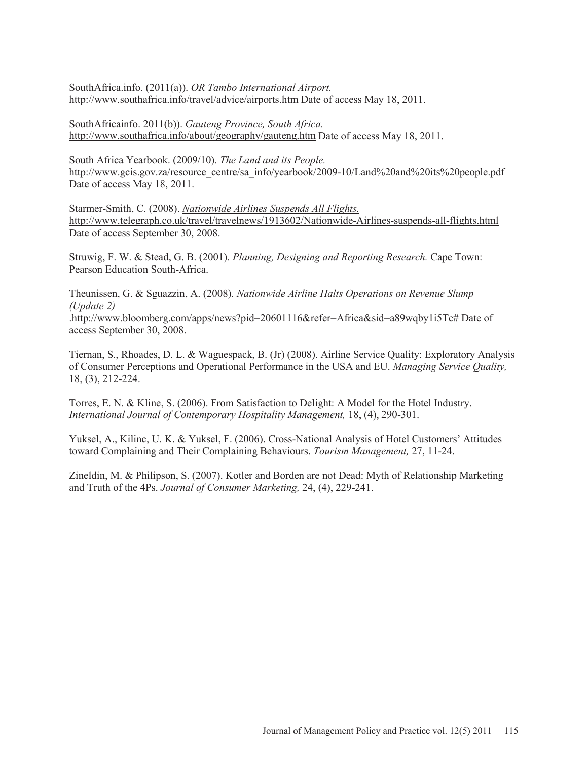SouthAfrica.info. (2011(a)). *OR Tambo International Airport.* http://www.southafrica.info/travel/advice/airports.htm Date of access May 18, 2011.

SouthAfricainfo. 2011(b)). *Gauteng Province, South Africa.* http://www.southafrica.info/about/geography/gauteng.htm Date of access May 18, 2011.

South Africa Yearbook. (2009/10). *The Land and its People.* http://www.gcis.gov.za/resource_centre/sa_info/yearbook/2009-10/Land%20and%20its%20people.pdf Date of access May 18, 2011.

Starmer-Smith, C. (2008). *Nationwide Airlines Suspends All Flights.* http://www.telegraph.co.uk/travel/travelnews/1913602/Nationwide-Airlines-suspends-all-flights.html Date of access September 30, 2008.

Struwig, F. W. & Stead, G. B. (2001). *Planning, Designing and Reporting Research.* Cape Town: Pearson Education South-Africa.

Theunissen, G. & Sguazzin, A. (2008). *Nationwide Airline Halts Operations on Revenue Slump (Update 2)* .http://www.bloomberg.com/apps/news?pid=20601116&refer=Africa&sid=a89wqby1i5Tc# Date of access September 30, 2008.

Tiernan, S., Rhoades, D. L. & Waguespack, B. (Jr) (2008). Airline Service Quality: Exploratory Analysis of Consumer Perceptions and Operational Performance in the USA and EU. *Managing Service Quality,* 18, (3), 212-224.

Torres, E. N. & Kline, S. (2006). From Satisfaction to Delight: A Model for the Hotel Industry. *International Journal of Contemporary Hospitality Management,* 18, (4), 290-301.

Yuksel, A., Kilinc, U. K. & Yuksel, F. (2006). Cross-National Analysis of Hotel Customers' Attitudes toward Complaining and Their Complaining Behaviours. *Tourism Management,* 27, 11-24.

Zineldin, M. & Philipson, S. (2007). Kotler and Borden are not Dead: Myth of Relationship Marketing and Truth of the 4Ps. *Journal of Consumer Marketing,* 24, (4), 229-241.